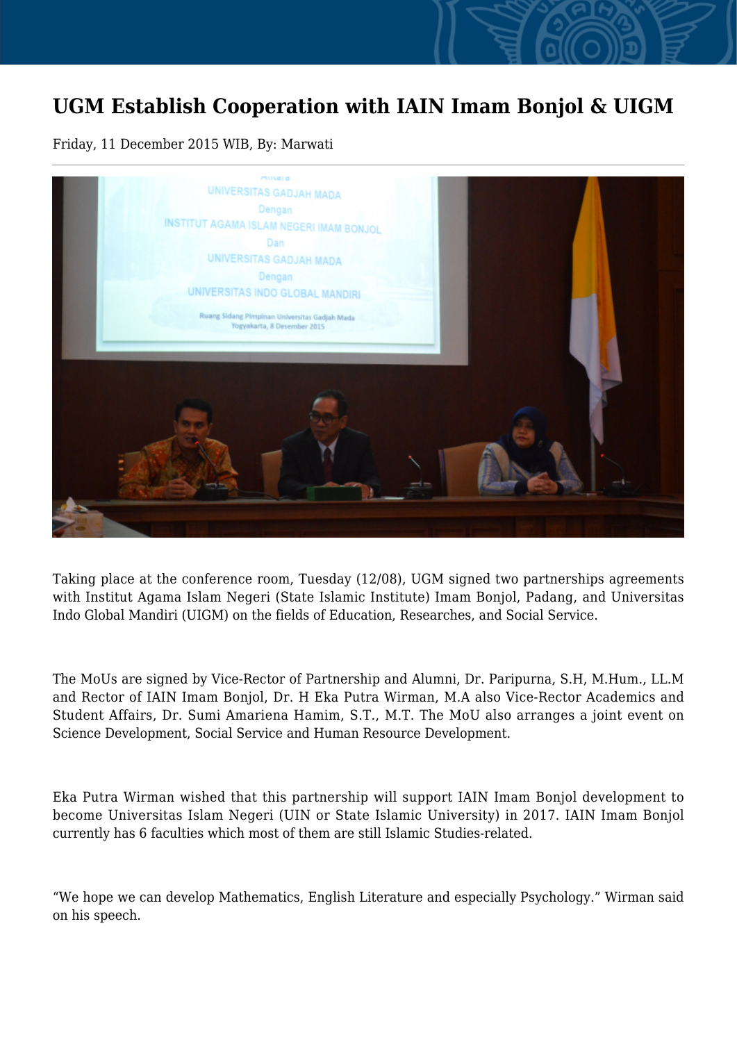# UGM Establish Cooperation with IAIN Imam Bonjol & UIGM

Friday, 11 December 2015 WIB, By: Marwati

Taking place at the conference room, Tuesday (12/08), UGM signed two partnerships agreements with Institut Agama Islam Negeri (State Islamic Institute) Imam Bonjol, Padang, and Universitas Indo Global Mandiri (UIGM) on the fields of Education, Researches, and Social Service.

The MoUs are signed by Vice-Rector of Partnership and Alumni, Dr. Paripurna, S.H, M.Hum., LL.M and Rector of IAIN Imam Bonjol, Dr. H Eka Putra Wirman, M.A also Vice-Rector Academics and Student Affairs, Dr. Sumi Amariena Hamim, S.T., M.T. The MoU also arranges a joint event on Science Development, Social Service and Human Resource Development.

Eka Putra Wirman wished that this partnership will support IAIN Imam Bonjol development to become Universitas Islam Negeri (UIN or State Islamic University) in 2017. IAIN Imam Bonjol currently has 6 faculties which most of them are still Islamic Studies-related.

"We hope we can develop Mathematics, English Literature and especially Psychology." Wirman said on his speech.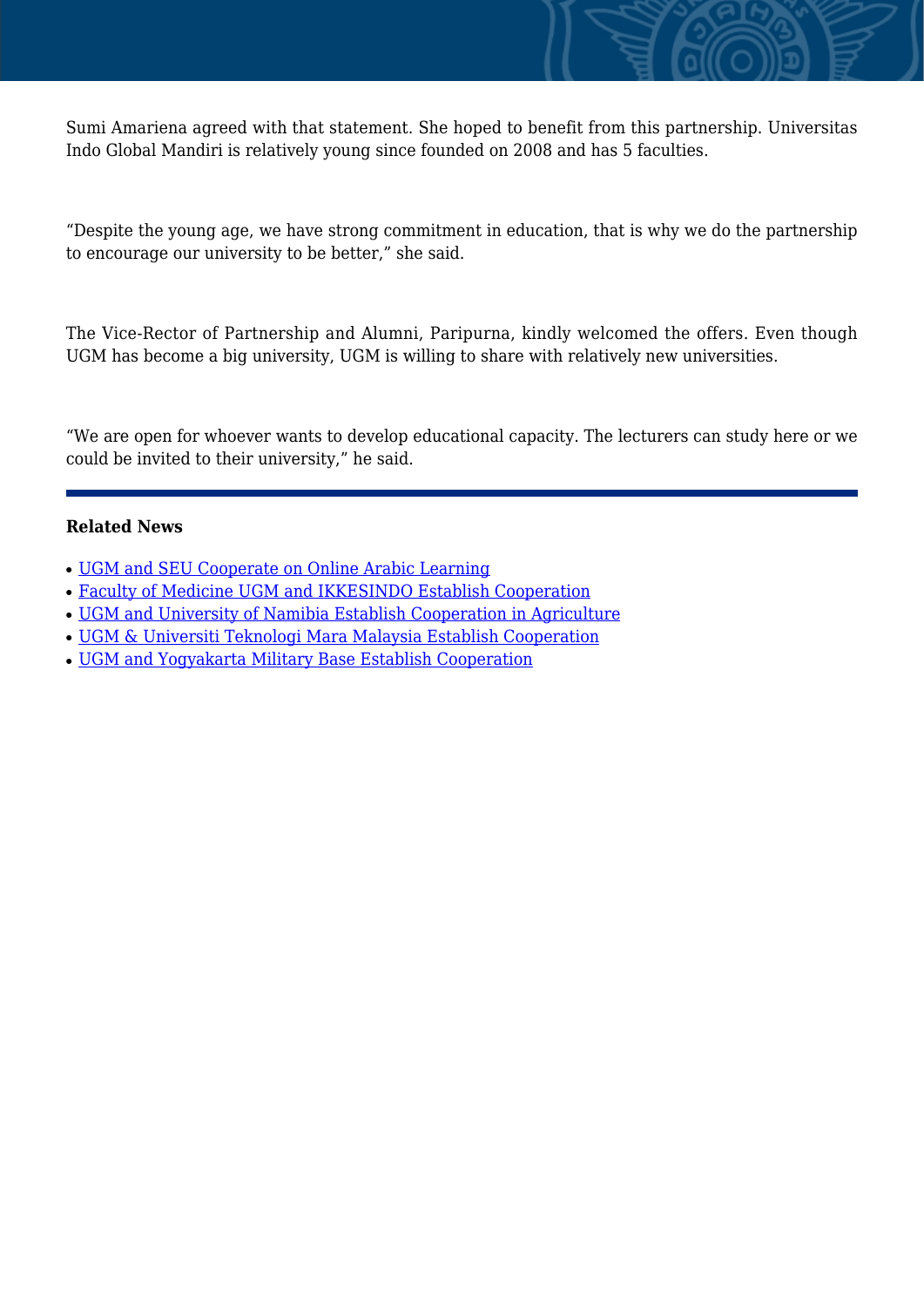Sumi Amariena agreed with that statement. She hoped to benefit from this partnership. Universitas Indo Global Mandiri is relatively young since founded on 2008 and has 5 faculties.

“Despite the young age, we have strong commitment in education, that is why we do the partnership to encourage our university to be better,” she said.

The Vice-Rector of Partnership and Alumni, Paripurna, kindly welcomed the offers. Even though UGM has become a big university, UGM is willing to share with relatively new universities.

“We are open for whoever wants to develop educational capacity. The lecturers can study here or we could be invited to their university,” he said.

---

**Related News**

- UGM and SEU Cooperate on Online Arabic Learning
- Faculty of Medicine UGM and IKKESINDO Establish Cooperation
- UGM and University of Namibia Establish Cooperation in Agriculture
- UGM & Universiti Teknologi Mara Malaysia Establish Cooperation
- UGM and Yogyakarta Military Base Establish Cooperation